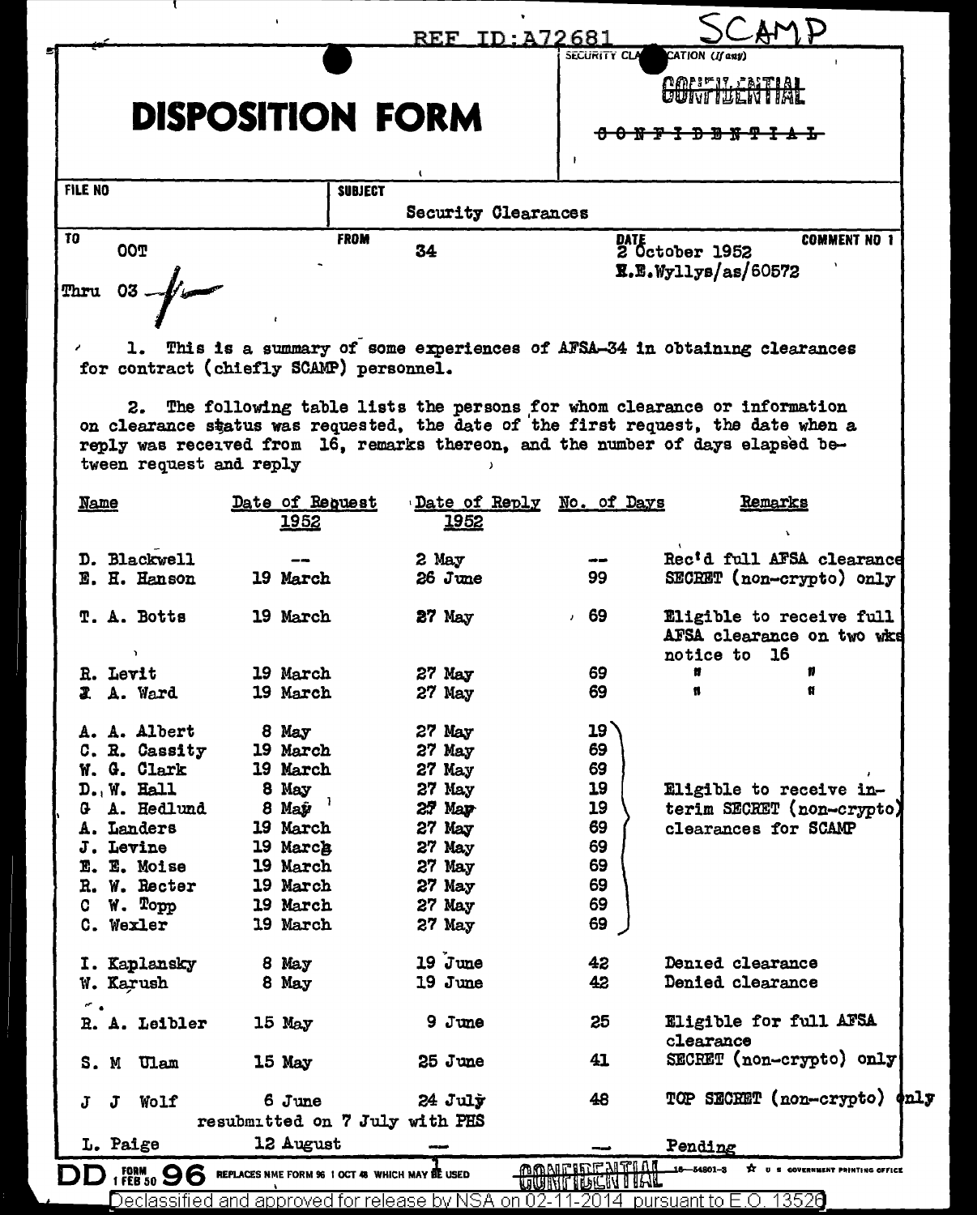REF ID:A72681

SCAMP

# DISPOSITION FORM

SECURITY CLASSIFICATION (If any)

CONFIDENTIAL

~~CONFIDENTIAL~~

| FILE NO | SUBJECT | |
|---|---|---|
| | Security Clearances | |

| TO | FROM | DATE | COMMENT NO 1 |
|---|---|---|---|
| OOT<br>Thru 03 | 34 | 2 October 1952<br>E.E.Wyllys/as/60572 | |

1. This is a summary of some experiences of AFSA-34 in obtaining clearances for contract (chiefly SCAMP) personnel.

2. The following table lists the persons for whom clearance or information on clearance status was requested, the date of the first request, the date when a reply was received from 16, remarks thereon, and the number of days elapsed between request and reply

| Name | Date of Request 1952 | Date of Reply 1952 | No. of Days | Remarks |
|---|---|---|---|---|
| D. Blackwell | -- | 2 May | -- | Rec'd full AFSA clearance |
| E. H. Hanson | 19 March | 26 June | 99 | SECRET (non-crypto) only |
| T. A. Botts | 19 March | 27 May | 69 | Eligible to receive full AFSA clearance on two wks notice to 16 |
| R. Levit | 19 March | 27 May | 69 | " " |
| J. A. Ward | 19 March | 27 May | 69 | " " |
| A. A. Albert | 8 May | 27 May | 19 | Eligible to receive interim SECRET (non-crypto) clearances for SCAMP |
| C. R. Cassity | 19 March | 27 May | 69 | |
| W. G. Clark | 19 March | 27 May | 69 | |
| D. W. Hall | 8 May | 27 May | 19 | |
| G. A. Hedlund | 8 May | 27 May | 19 | |
| A. Landers | 19 March | 27 May | 69 | |
| J. Levine | 19 March | 27 May | 69 | |
| E. E. Moise | 19 March | 27 May | 69 | |
| R. W. Recter | 19 March | 27 May | 69 | |
| C. W. Topp | 19 March | 27 May | 69 | |
| C. Wexler | 19 March | 27 May | 69 | |
| I. Kaplansky | 8 May | 19 June | 42 | Denied clearance |
| W. Karush | 8 May | 19 June | 42 | Denied clearance |
| R. A. Leibler | 15 May | 9 June | 25 | Eligible for full AFSA clearance |
| S. M. Ulam | 15 May | 25 June | 41 | SECRET (non-crypto) only |
| J. J. Wolf | 6 June<br>resubmitted on 7 July with PHS | 24 July | 48 | TOP SECRET (non-crypto) only |
| L. Paige | 12 August | -- | -- | Pending |

CONFIDENTIAL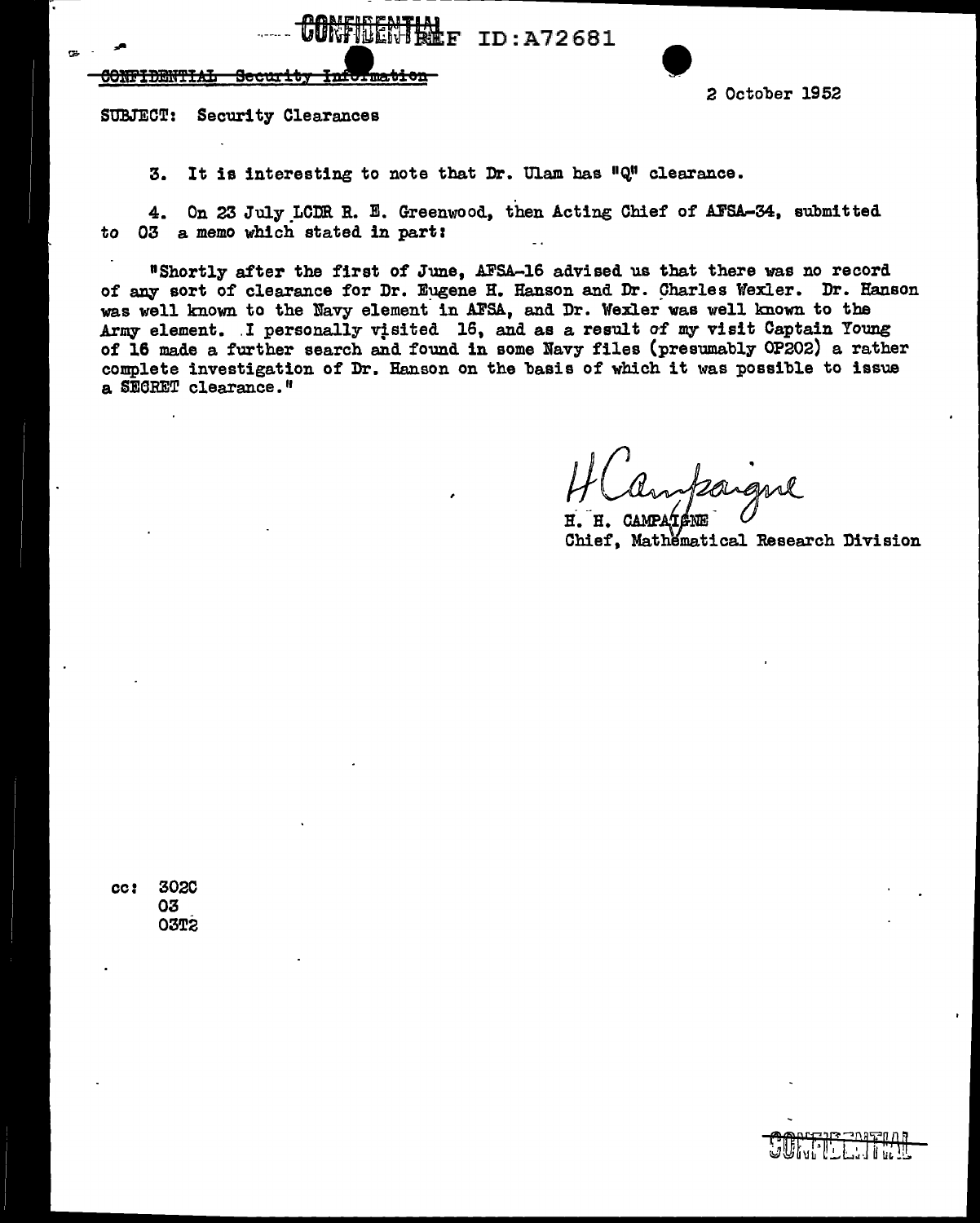~~CONFIDENTIAL Security Information~~

2 October 1952

SUBJECT: Security Clearances

3. It is interesting to note that Dr. Ulam has "Q" clearance.

4. On 23 July LCDR R. E. Greenwood, then Acting Chief of AFSA-34, submitted to 03 a memo which stated in part:

"Shortly after the first of June, AFSA-16 advised us that there was no record of any sort of clearance for Dr. Eugene H. Hanson and Dr. Charles Wexler. Dr. Hanson was well known to the Navy element in AFSA, and Dr. Wexler was well known to the Army element. I personally visited 16, and as a result of my visit Captain Young of 16 made a further search and found in some Navy files (presumably OP202) a rather complete investigation of Dr. Hanson on the basis of which it was possible to issue a SECRET clearance."

H Campaigne

H. H. CAMPAIGNE
Chief, Mathematical Research Division

cc: 302C
03
03T2

CONFIDENTIAL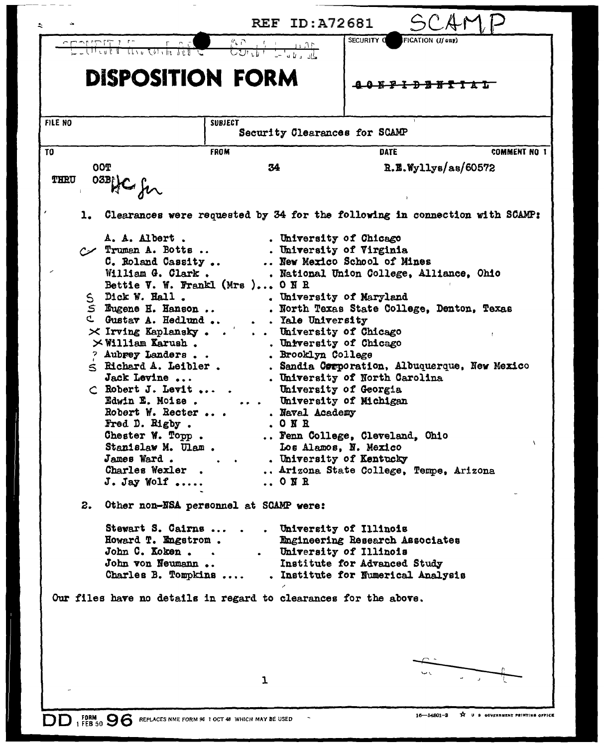REF ID:A72681 SCAMP

# DISPOSITION FORM

SECURITY CLASSIFICATION (If any)

~~CONFIDENTIAL~~

| FILE NO | SUBJECT | | |
|---|---|---|---|
| | Security Clearances for SCAMP | | |
| **TO** | **FROM** | **DATE** | **COMMENT NO 1** |
| OOT THRU 03B | 34 | R.E.Wyllys/as/60572 | |

1. Clearances were requested by 34 for the following in connection with SCAMP:

| Name | Affiliation |
|---|---|
| A. A. Albert | University of Chicago |
| Truman A. Botts | University of Virginia |
| C. Roland Cassity | New Mexico School of Mines |
| William G. Clark | National Union College, Alliance, Ohio |
| Bettie V. W. Frankl (Mrs ) | O N R |
| Dick W. Hall | University of Maryland |
| Eugene H. Hanson | North Texas State College, Denton, Texas |
| Gustav A. Hedlund | Yale University |
| Irving Kaplansky | University of Chicago |
| William Karush | University of Chicago |
| Aubrey Landers | Brooklyn College |
| Richard A. Leibler | Sandia Corporation, Albuquerque, New Mexico |
| Jack Levine | University of North Carolina |
| Robert J. Levit | University of Georgia |
| Edwin E. Moise | University of Michigan |
| Robert W. Recter | Naval Academy |
| Fred D. Rigby | O N R |
| Chester W. Topp | Fenn College, Cleveland, Ohio |
| Stanislaw M. Ulam | Los Alamos, N. Mexico |
| James Ward | University of Kentucky |
| Charles Wexler | Arizona State College, Tempe, Arizona |
| J. Jay Wolf | O N R |

2. Other non-NSA personnel at SCAMP were:

| Name | Affiliation |
|---|---|
| Stewart S. Cairns | University of Illinois |
| Howard T. Engstrom | Engineering Research Associates |
| John C. Koken | University of Illinois |
| John von Neumann | Institute for Advanced Study |
| Charles B. Tompkins | Institute for Numerical Analysis |

Our files have no details in regard to clearances for the above.

DD FORM 1 FEB 50 96 REPLACES NME FORM 96 1 OCT 48 WHICH MAY BE USED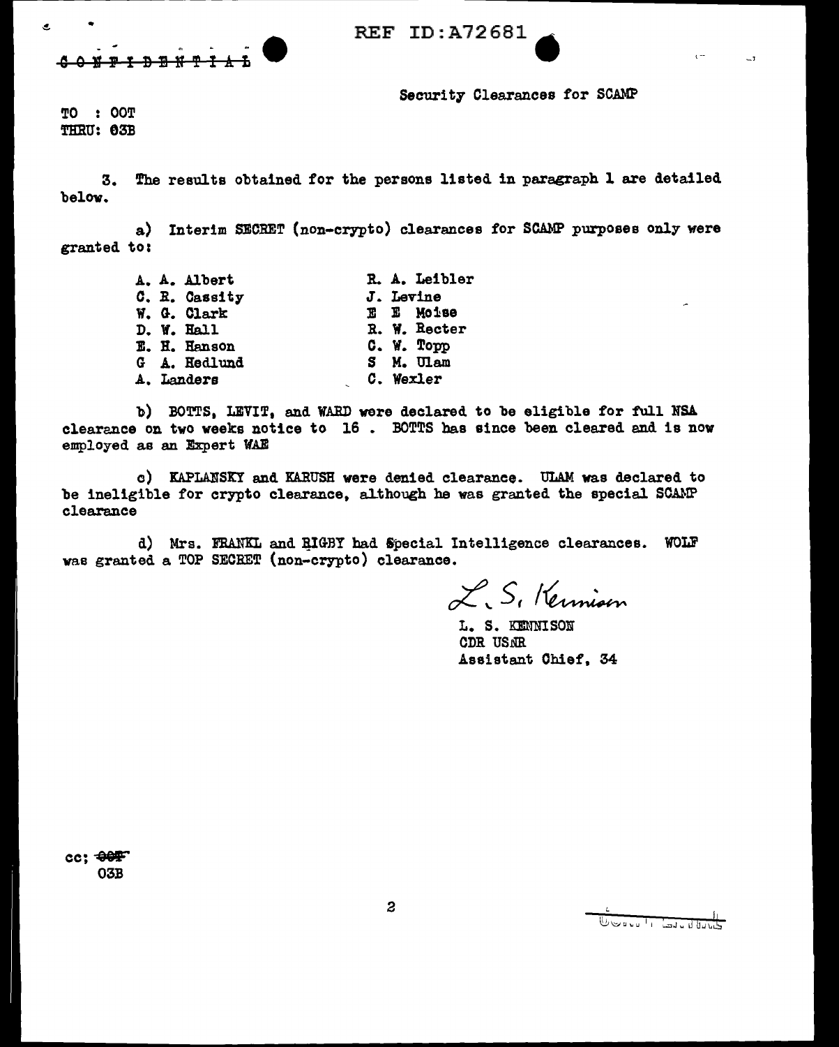REF ID:A72681

~~CONFIDENTIAL~~

Security Clearances for SCAMP

TO : OOT
THRU: 03B

3. The results obtained for the persons listed in paragraph 1 are detailed below.

a) Interim SECRET (non-crypto) clearances for SCAMP purposes only were granted to:

| | |
|---|---|
| A. A. Albert | R. A. Leibler |
| C. R. Cassity | J. Levine |
| W. G. Clark | E E Moise |
| D. W. Hall | R. W. Recter |
| E. H. Hanson | C. W. Topp |
| G A. Hedlund | S M. Ulam |
| A. Landers | C. Wexler |

b) BOTTS, LEVIT, and WARD were declared to be eligible for full NSA clearance on two weeks notice to 16 . BOTTS has since been cleared and is now employed as an Expert WAE

c) KAPLANSKY and KARUSH were denied clearance. ULAM was declared to be ineligible for crypto clearance, although he was granted the special SCAMP clearance

d) Mrs. FRANKL and RIGBY had Special Intelligence clearances. WOLF was granted a TOP SECRET (non-crypto) clearance.

L. S. Kennison

L. S. KENNISON
CDR USNR
Assistant Chief, 34

cc; ~~OOT~~
03B